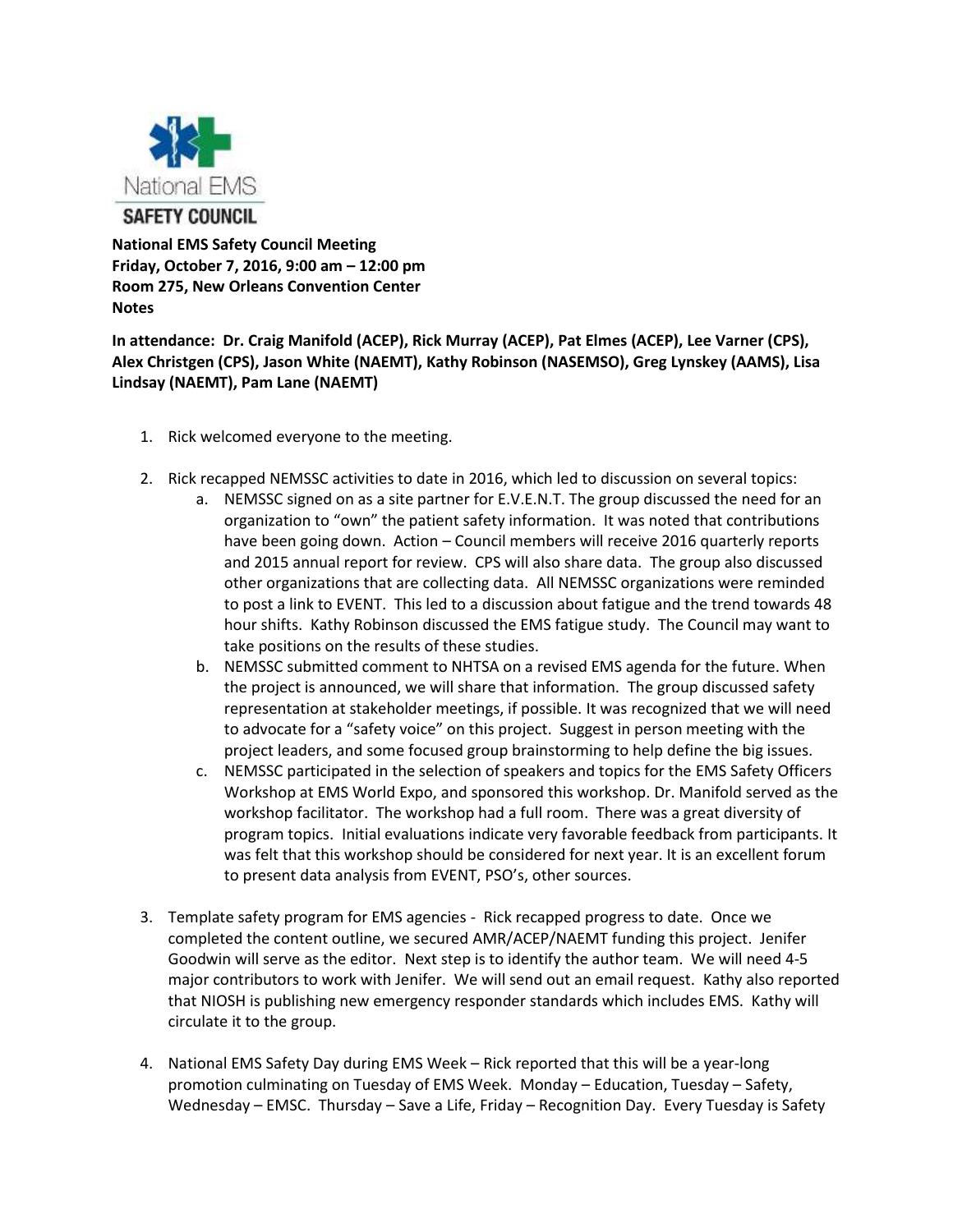National EMS
SAFETY COUNCIL

**National EMS Safety Council Meeting**
**Friday, October 7, 2016, 9:00 am – 12:00 pm**
**Room 275, New Orleans Convention Center**
**Notes**

**In attendance: Dr. Craig Manifold (ACEP), Rick Murray (ACEP), Pat Elmes (ACEP), Lee Varner (CPS), Alex Christgen (CPS), Jason White (NAEMT), Kathy Robinson (NASEMSO), Greg Lynskey (AAMS), Lisa Lindsay (NAEMT), Pam Lane (NAEMT)**

1. Rick welcomed everyone to the meeting.

2. Rick recapped NEMSSC activities to date in 2016, which led to discussion on several topics:
   a. NEMSSC signed on as a site partner for E.V.E.N.T. The group discussed the need for an organization to "own" the patient safety information. It was noted that contributions have been going down. Action – Council members will receive 2016 quarterly reports and 2015 annual report for review. CPS will also share data. The group also discussed other organizations that are collecting data. All NEMSSC organizations were reminded to post a link to EVENT. This led to a discussion about fatigue and the trend towards 48 hour shifts. Kathy Robinson discussed the EMS fatigue study. The Council may want to take positions on the results of these studies.
   b. NEMSSC submitted comment to NHTSA on a revised EMS agenda for the future. When the project is announced, we will share that information. The group discussed safety representation at stakeholder meetings, if possible. It was recognized that we will need to advocate for a "safety voice" on this project. Suggest in person meeting with the project leaders, and some focused group brainstorming to help define the big issues.
   c. NEMSSC participated in the selection of speakers and topics for the EMS Safety Officers Workshop at EMS World Expo, and sponsored this workshop. Dr. Manifold served as the workshop facilitator. The workshop had a full room. There was a great diversity of program topics. Initial evaluations indicate very favorable feedback from participants. It was felt that this workshop should be considered for next year. It is an excellent forum to present data analysis from EVENT, PSO's, other sources.

3. Template safety program for EMS agencies - Rick recapped progress to date. Once we completed the content outline, we secured AMR/ACEP/NAEMT funding this project. Jenifer Goodwin will serve as the editor. Next step is to identify the author team. We will need 4-5 major contributors to work with Jenifer. We will send out an email request. Kathy also reported that NIOSH is publishing new emergency responder standards which includes EMS. Kathy will circulate it to the group.

4. National EMS Safety Day during EMS Week – Rick reported that this will be a year-long promotion culminating on Tuesday of EMS Week. Monday – Education, Tuesday – Safety, Wednesday – EMSC. Thursday – Save a Life, Friday – Recognition Day. Every Tuesday is Safety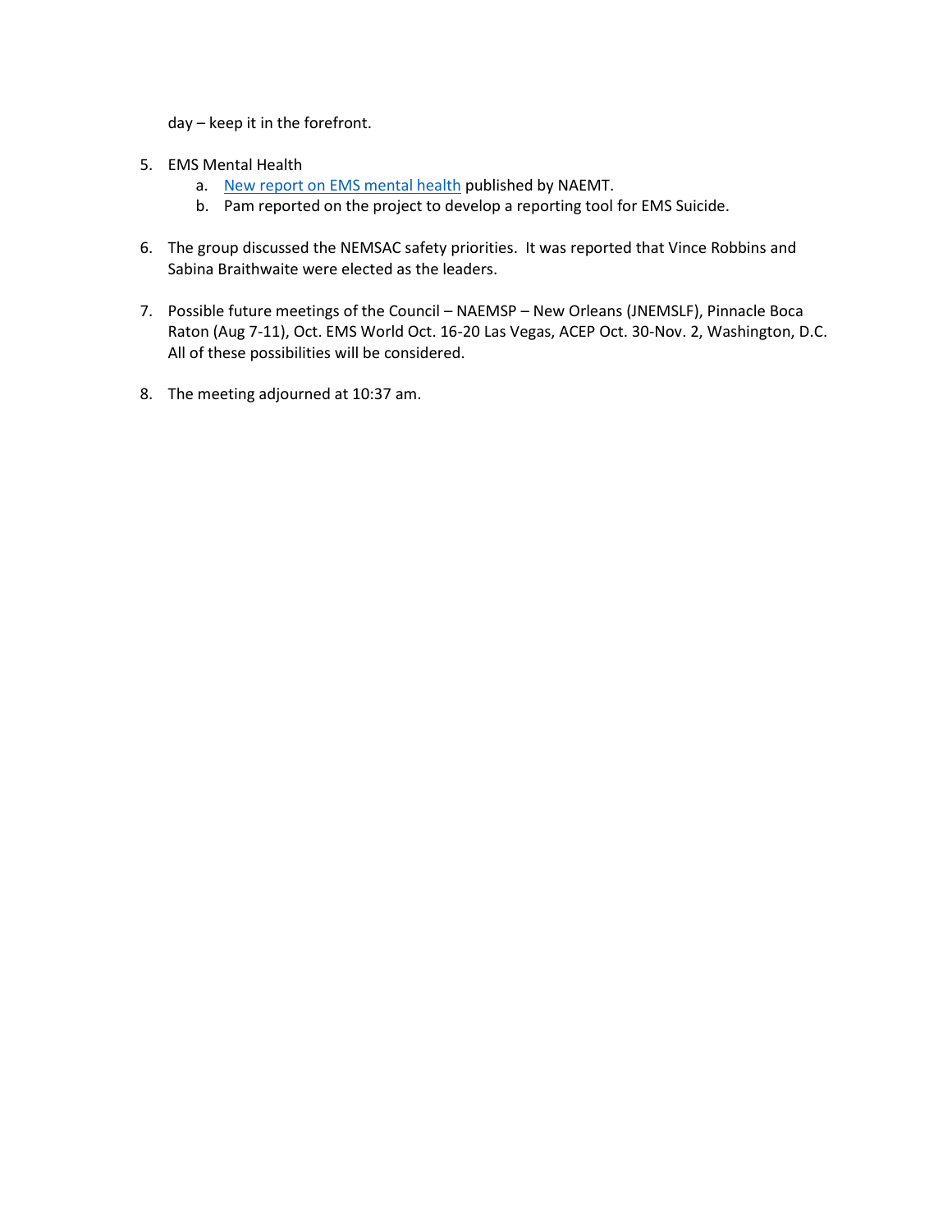day – keep it in the forefront.

5. EMS Mental Health
   a. New report on EMS mental health published by NAEMT.
   b. Pam reported on the project to develop a reporting tool for EMS Suicide.

6. The group discussed the NEMSAC safety priorities. It was reported that Vince Robbins and Sabina Braithwaite were elected as the leaders.

7. Possible future meetings of the Council – NAEMSP – New Orleans (JNEMSLF), Pinnacle Boca Raton (Aug 7-11), Oct. EMS World Oct. 16-20 Las Vegas, ACEP Oct. 30-Nov. 2, Washington, D.C. All of these possibilities will be considered.

8. The meeting adjourned at 10:37 am.